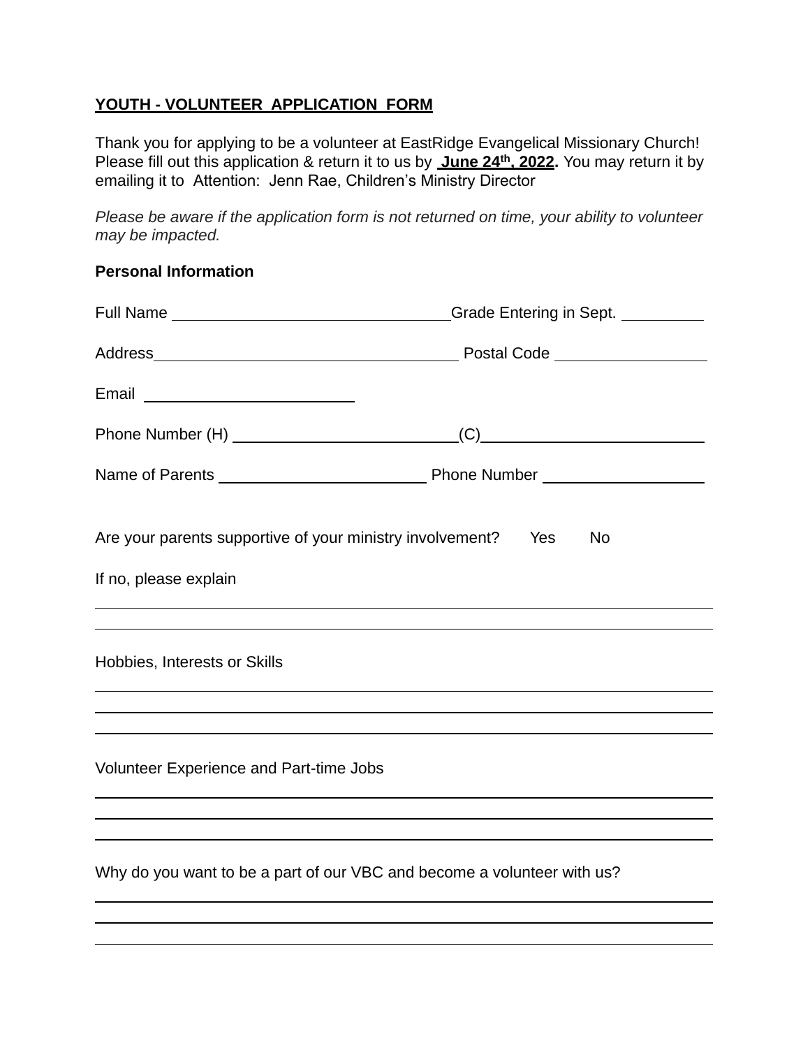**YOUTH - VOLUNTEER APPLICATION FORM**

Thank you for applying to be a volunteer at EastRidge Evangelical Missionary Church! Please fill out this application & return it to us by **June 24th, 2022.** You may return it by emailing it to Attention: Jenn Rae, Children's Ministry Director

*Please be aware if the application form is not returned on time, your ability to volunteer may be impacted.*

**Personal Information**

Full Name ________________________________ Grade Entering in Sept. __________

Address ___________________________________ Postal Code _________________

Email ________________________

Phone Number (H) _________________________ (C) _________________________

Name of Parents ________________________ Phone Number ___________________

Are your parents supportive of your ministry involvement? Yes No

If no, please explain

_______________________________________________________________________

_______________________________________________________________________

Hobbies, Interests or Skills

_______________________________________________________________________

_______________________________________________________________________

_______________________________________________________________________

Volunteer Experience and Part-time Jobs

_______________________________________________________________________

_______________________________________________________________________

_______________________________________________________________________

Why do you want to be a part of our VBC and become a volunteer with us?

_______________________________________________________________________

_______________________________________________________________________

_______________________________________________________________________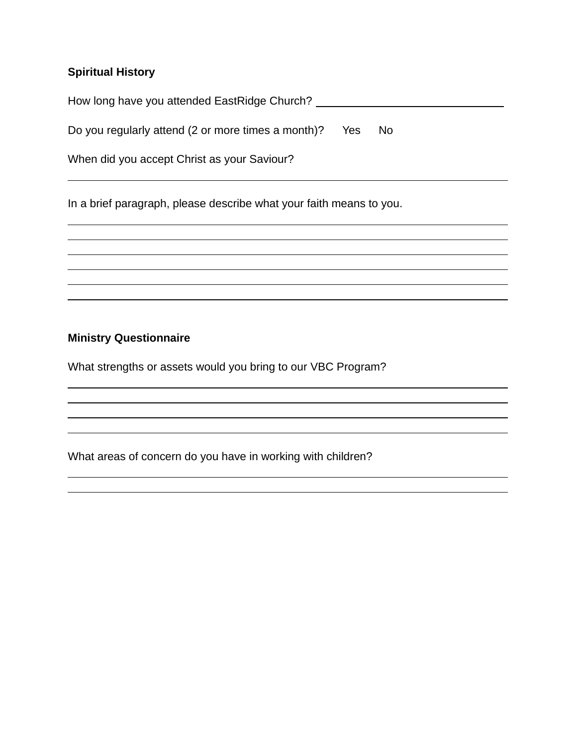**Spiritual History**

How long have you attended EastRidge Church? ______________________________

Do you regularly attend (2 or more times a month)? Yes No

When did you accept Christ as your Saviour?

______________________________________________________________________

In a brief paragraph, please describe what your faith means to you.

______________________________________________________________________

______________________________________________________________________

______________________________________________________________________

______________________________________________________________________

______________________________________________________________________

______________________________________________________________________

**Ministry Questionnaire**

What strengths or assets would you bring to our VBC Program?

______________________________________________________________________

______________________________________________________________________

______________________________________________________________________

______________________________________________________________________

What areas of concern do you have in working with children?

______________________________________________________________________

______________________________________________________________________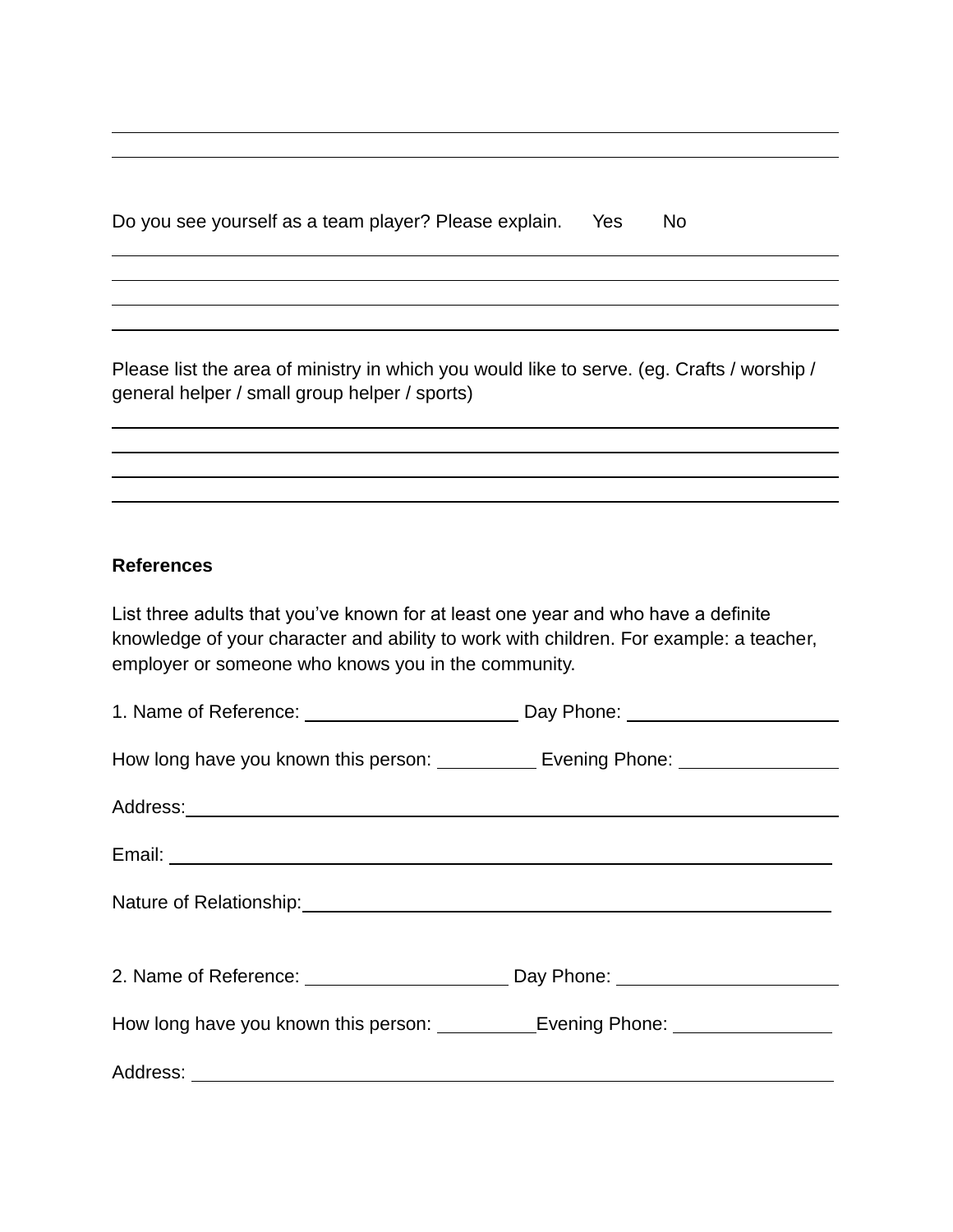Do you see yourself as a team player? Please explain. Yes No

Please list the area of ministry in which you would like to serve. (eg. Crafts / worship / general helper / small group helper / sports)

**References**

List three adults that you've known for at least one year and who have a definite knowledge of your character and ability to work with children. For example: a teacher, employer or someone who knows you in the community.

1. Name of Reference: ____________________ Day Phone: ____________________

How long have you known this person: __________ Evening Phone: ______________

Address: ____________________________________________________________

Email: ______________________________________________________________

Nature of Relationship: _______________________________________________

2. Name of Reference: ____________________ Day Phone: ____________________

How long have you known this person: __________ Evening Phone: ______________

Address: ____________________________________________________________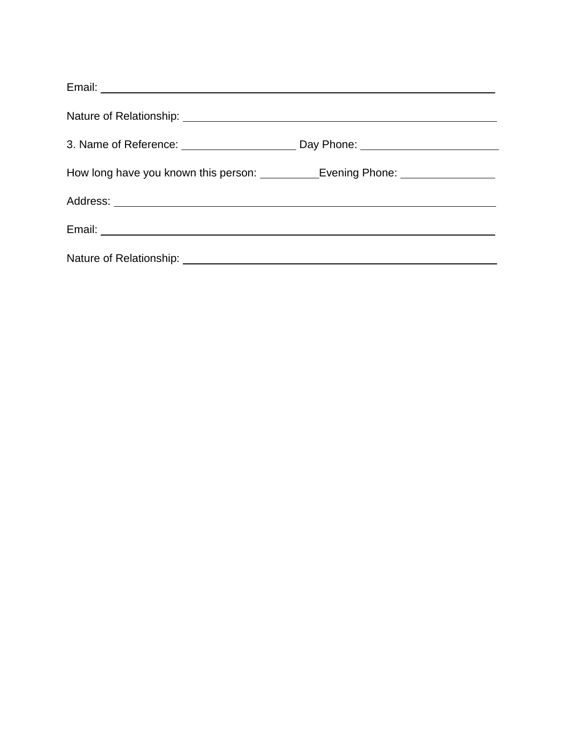Email: ______________________________________________________________

Nature of Relationship: ______________________________________________

3. Name of Reference: __________________ Day Phone: ____________________

How long have you known this person: _________Evening Phone: ______________

Address: ____________________________________________________________

Email: ______________________________________________________________

Nature of Relationship: ______________________________________________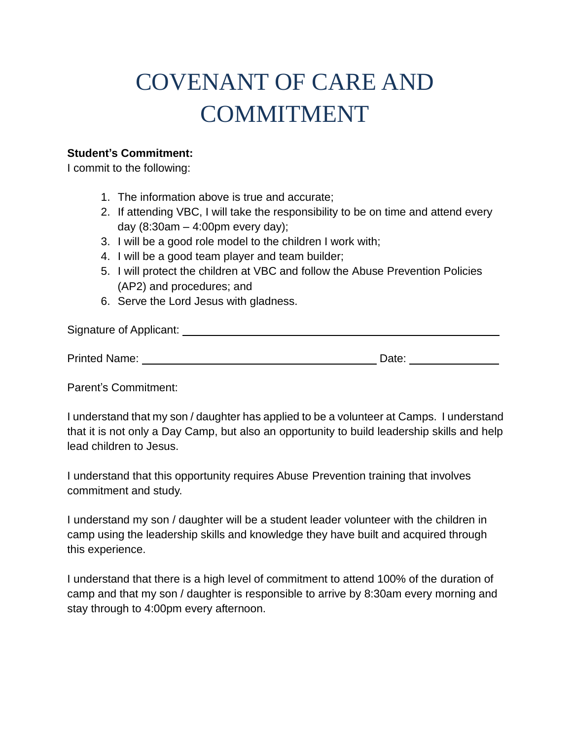# COVENANT OF CARE AND COMMITMENT

**Student's Commitment:**
I commit to the following:

1. The information above is true and accurate;
2. If attending VBC, I will take the responsibility to be on time and attend every day (8:30am – 4:00pm every day);
3. I will be a good role model to the children I work with;
4. I will be a good team player and team builder;
5. I will protect the children at VBC and follow the Abuse Prevention Policies (AP2) and procedures; and
6. Serve the Lord Jesus with gladness.

Signature of Applicant: ______________________________________________

Printed Name: ______________________________ Date: ______________

Parent's Commitment:

I understand that my son / daughter has applied to be a volunteer at Camps. I understand that it is not only a Day Camp, but also an opportunity to build leadership skills and help lead children to Jesus.

I understand that this opportunity requires Abuse Prevention training that involves commitment and study.

I understand my son / daughter will be a student leader volunteer with the children in camp using the leadership skills and knowledge they have built and acquired through this experience.

I understand that there is a high level of commitment to attend 100% of the duration of camp and that my son / daughter is responsible to arrive by 8:30am every morning and stay through to 4:00pm every afternoon.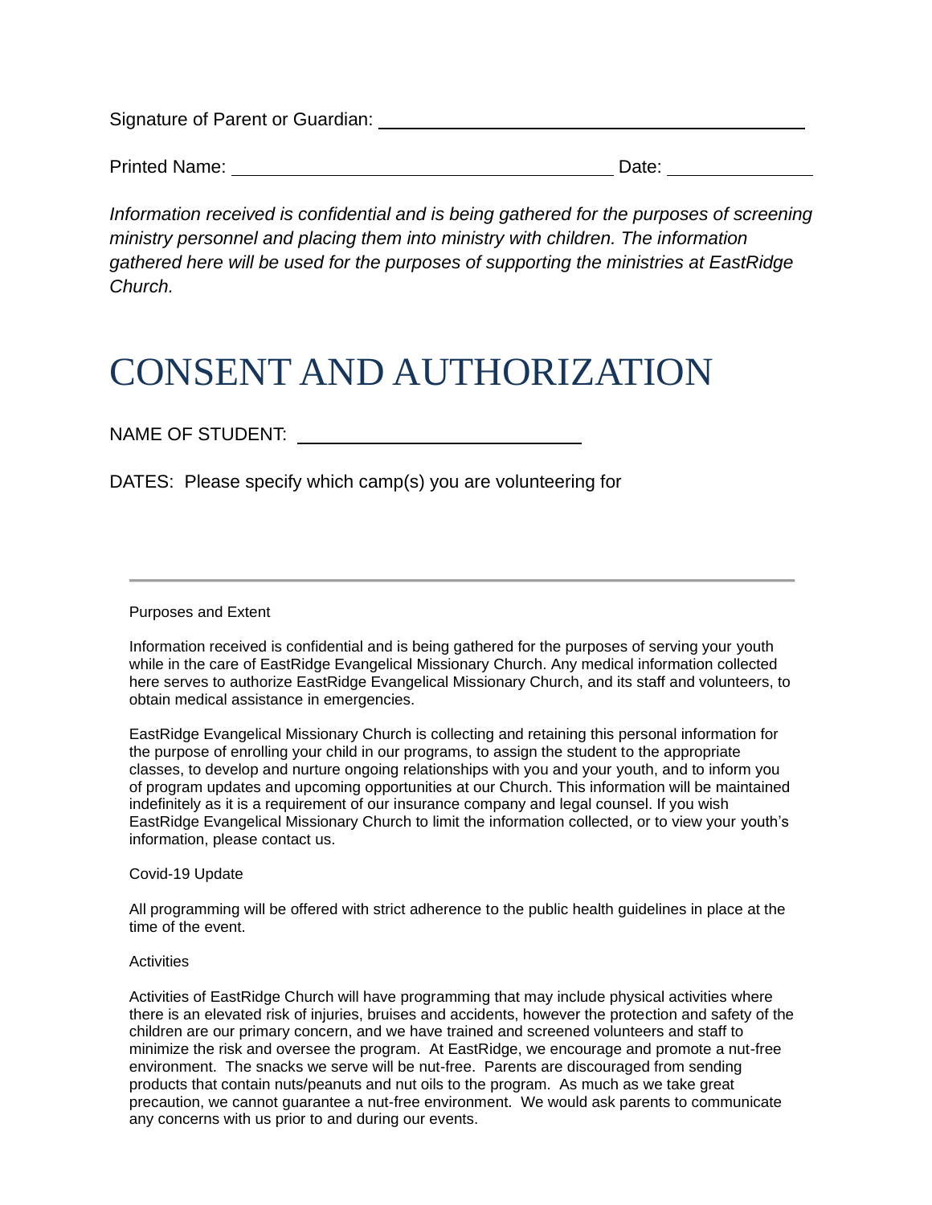Signature of Parent or Guardian: ____________________________________________

Printed Name: ____________________________________ Date: ______________

*Information received is confidential and is being gathered for the purposes of screening ministry personnel and placing them into ministry with children. The information gathered here will be used for the purposes of supporting the ministries at EastRidge Church.*

# CONSENT AND AUTHORIZATION

NAME OF STUDENT: ____________________________

DATES: Please specify which camp(s) you are volunteering for

---

Purposes and Extent

Information received is confidential and is being gathered for the purposes of serving your youth while in the care of EastRidge Evangelical Missionary Church. Any medical information collected here serves to authorize EastRidge Evangelical Missionary Church, and its staff and volunteers, to obtain medical assistance in emergencies.

EastRidge Evangelical Missionary Church is collecting and retaining this personal information for the purpose of enrolling your child in our programs, to assign the student to the appropriate classes, to develop and nurture ongoing relationships with you and your youth, and to inform you of program updates and upcoming opportunities at our Church. This information will be maintained indefinitely as it is a requirement of our insurance company and legal counsel. If you wish EastRidge Evangelical Missionary Church to limit the information collected, or to view your youth's information, please contact us.

Covid-19 Update

All programming will be offered with strict adherence to the public health guidelines in place at the time of the event.

Activities

Activities of EastRidge Church will have programming that may include physical activities where there is an elevated risk of injuries, bruises and accidents, however the protection and safety of the children are our primary concern, and we have trained and screened volunteers and staff to minimize the risk and oversee the program. At EastRidge, we encourage and promote a nut-free environment. The snacks we serve will be nut-free. Parents are discouraged from sending products that contain nuts/peanuts and nut oils to the program. As much as we take great precaution, we cannot guarantee a nut-free environment. We would ask parents to communicate any concerns with us prior to and during our events.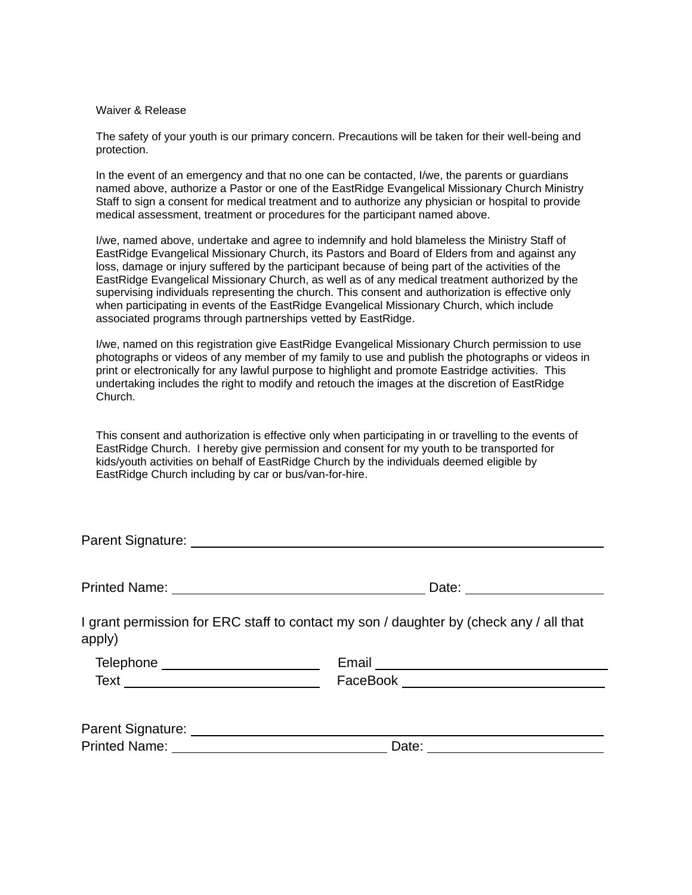Waiver & Release

The safety of your youth is our primary concern. Precautions will be taken for their well-being and protection.

In the event of an emergency and that no one can be contacted, I/we, the parents or guardians named above, authorize a Pastor or one of the EastRidge Evangelical Missionary Church Ministry Staff to sign a consent for medical treatment and to authorize any physician or hospital to provide medical assessment, treatment or procedures for the participant named above.

I/we, named above, undertake and agree to indemnify and hold blameless the Ministry Staff of EastRidge Evangelical Missionary Church, its Pastors and Board of Elders from and against any loss, damage or injury suffered by the participant because of being part of the activities of the EastRidge Evangelical Missionary Church, as well as of any medical treatment authorized by the supervising individuals representing the church. This consent and authorization is effective only when participating in events of the EastRidge Evangelical Missionary Church, which include associated programs through partnerships vetted by EastRidge.

I/we, named on this registration give EastRidge Evangelical Missionary Church permission to use photographs or videos of any member of my family to use and publish the photographs or videos in print or electronically for any lawful purpose to highlight and promote Eastridge activities. This undertaking includes the right to modify and retouch the images at the discretion of EastRidge Church.

This consent and authorization is effective only when participating in or travelling to the events of EastRidge Church. I hereby give permission and consent for my youth to be transported for kids/youth activities on behalf of EastRidge Church by the individuals deemed eligible by EastRidge Church including by car or bus/van-for-hire.

Parent Signature: ______________________________________________

Printed Name: ____________________________ Date: _______________

I grant permission for ERC staff to contact my son / daughter by (check any / all that apply)

Telephone ____________________ Email ___________________________

Text ________________________ FaceBook ________________________

Parent Signature: ______________________________________________

Printed Name: ____________________________ Date: _______________